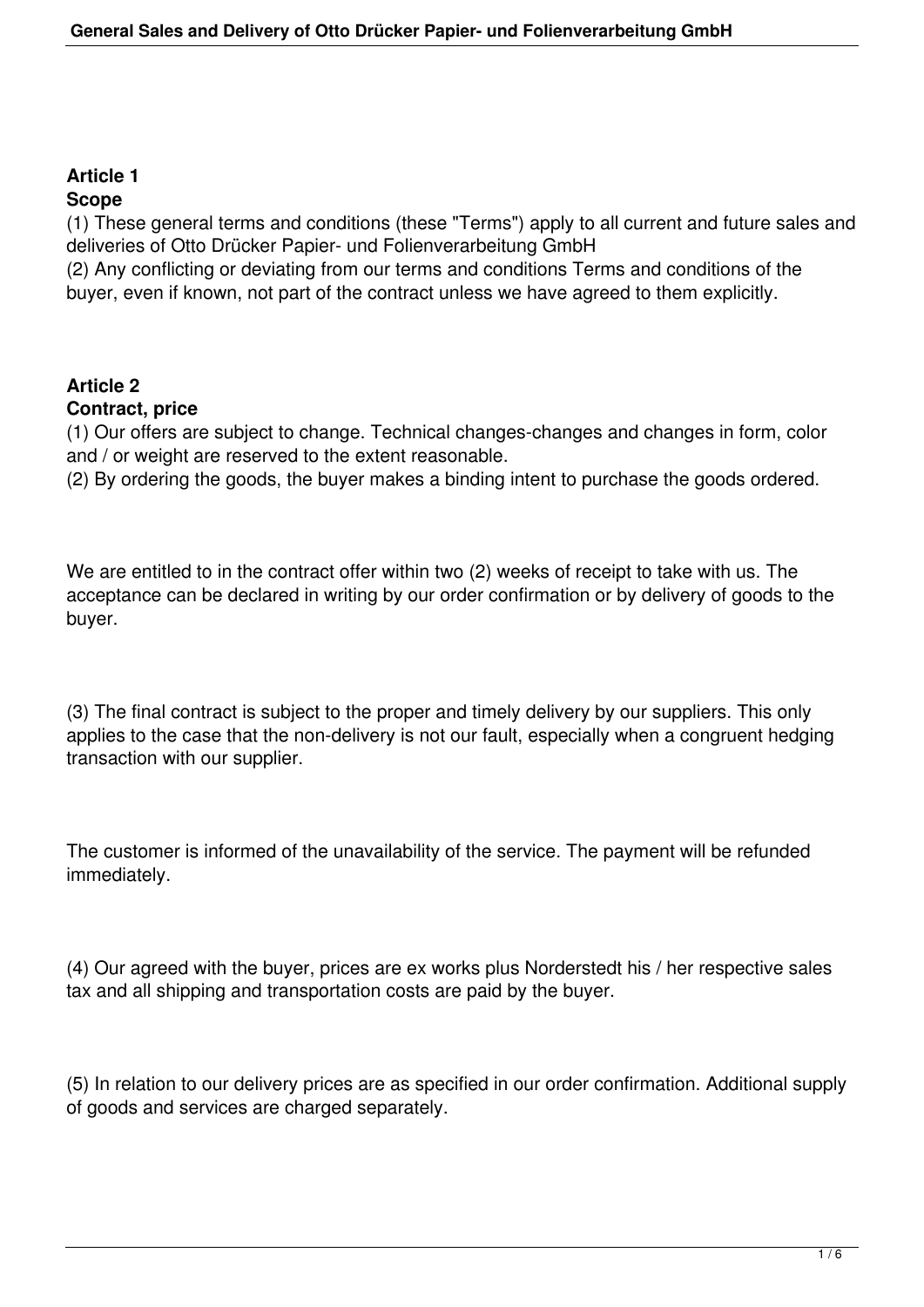## Article 1
## Scope

(1) These general terms and conditions (these "Terms") apply to all current and future sales and deliveries of Otto Drücker Papier- und Folienverarbeitung GmbH

(2) Any conflicting or deviating from our terms and conditions Terms and conditions of the buyer, even if known, not part of the contract unless we have agreed to them explicitly.

## Article 2
## Contract, price

(1) Our offers are subject to change. Technical changes-changes and changes in form, color and / or weight are reserved to the extent reasonable.

(2) By ordering the goods, the buyer makes a binding intent to purchase the goods ordered.

We are entitled to in the contract offer within two (2) weeks of receipt to take with us. The acceptance can be declared in writing by our order confirmation or by delivery of goods to the buyer.

(3) The final contract is subject to the proper and timely delivery by our suppliers. This only applies to the case that the non-delivery is not our fault, especially when a congruent hedging transaction with our supplier.

The customer is informed of the unavailability of the service. The payment will be refunded immediately.

(4) Our agreed with the buyer, prices are ex works plus Norderstedt his / her respective sales tax and all shipping and transportation costs are paid by the buyer.

(5) In relation to our delivery prices are as specified in our order confirmation. Additional supply of goods and services are charged separately.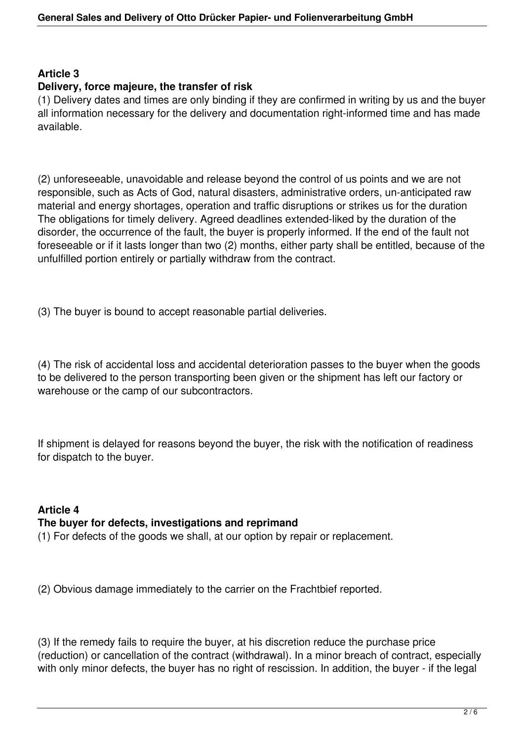**Article 3**
**Delivery, force majeure, the transfer of risk**
(1) Delivery dates and times are only binding if they are confirmed in writing by us and the buyer all information necessary for the delivery and documentation right-informed time and has made available.

(2) unforeseeable, unavoidable and release beyond the control of us points and we are not responsible, such as Acts of God, natural disasters, administrative orders, un-anticipated raw material and energy shortages, operation and traffic disruptions or strikes us for the duration The obligations for timely delivery. Agreed deadlines extended-liked by the duration of the disorder, the occurrence of the fault, the buyer is properly informed. If the end of the fault not foreseeable or if it lasts longer than two (2) months, either party shall be entitled, because of the unfulfilled portion entirely or partially withdraw from the contract.

(3) The buyer is bound to accept reasonable partial deliveries.

(4) The risk of accidental loss and accidental deterioration passes to the buyer when the goods to be delivered to the person transporting been given or the shipment has left our factory or warehouse or the camp of our subcontractors.

If shipment is delayed for reasons beyond the buyer, the risk with the notification of readiness for dispatch to the buyer.

**Article 4**
**The buyer for defects, investigations and reprimand**
(1) For defects of the goods we shall, at our option by repair or replacement.

(2) Obvious damage immediately to the carrier on the Frachtbief reported.

(3) If the remedy fails to require the buyer, at his discretion reduce the purchase price (reduction) or cancellation of the contract (withdrawal). In a minor breach of contract, especially with only minor defects, the buyer has no right of rescission. In addition, the buyer - if the legal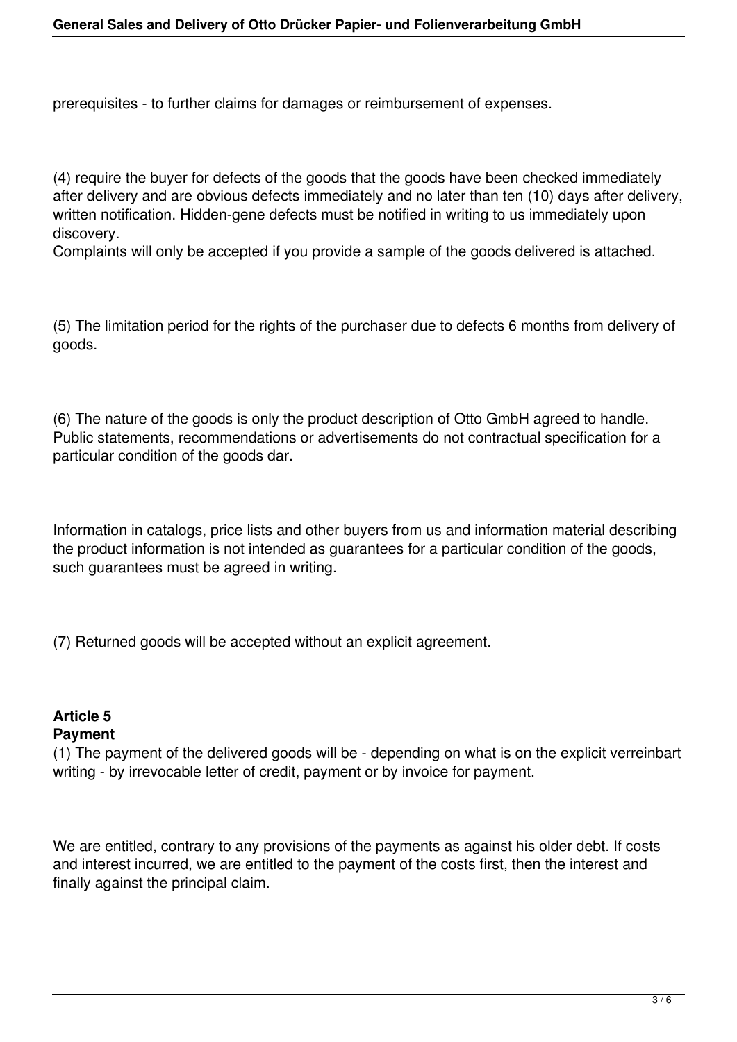prerequisites - to further claims for damages or reimbursement of expenses.

(4) require the buyer for defects of the goods that the goods have been checked immediately after delivery and are obvious defects immediately and no later than ten (10) days after delivery, written notification. Hidden-gene defects must be notified in writing to us immediately upon discovery.
Complaints will only be accepted if you provide a sample of the goods delivered is attached.

(5) The limitation period for the rights of the purchaser due to defects 6 months from delivery of goods.

(6) The nature of the goods is only the product description of Otto GmbH agreed to handle. Public statements, recommendations or advertisements do not contractual specification for a particular condition of the goods dar.

Information in catalogs, price lists and other buyers from us and information material describing the product information is not intended as guarantees for a particular condition of the goods, such guarantees must be agreed in writing.

(7) Returned goods will be accepted without an explicit agreement.

## Article 5
## Payment

(1) The payment of the delivered goods will be - depending on what is on the explicit verreinbart writing - by irrevocable letter of credit, payment or by invoice for payment.

We are entitled, contrary to any provisions of the payments as against his older debt. If costs and interest incurred, we are entitled to the payment of the costs first, then the interest and finally against the principal claim.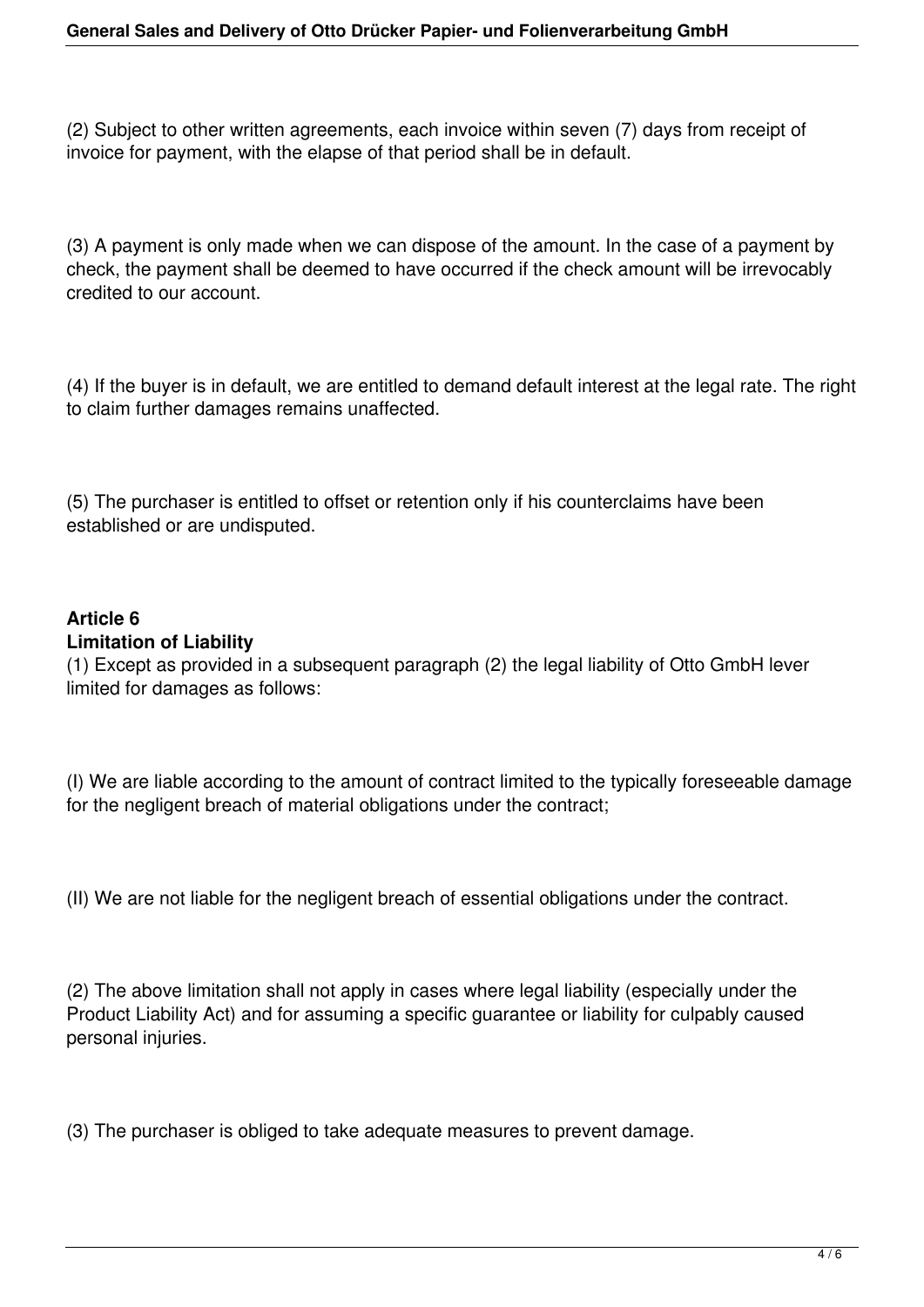(2) Subject to other written agreements, each invoice within seven (7) days from receipt of invoice for payment, with the elapse of that period shall be in default.

(3) A payment is only made when we can dispose of the amount. In the case of a payment by check, the payment shall be deemed to have occurred if the check amount will be irrevocably credited to our account.

(4) If the buyer is in default, we are entitled to demand default interest at the legal rate. The right to claim further damages remains unaffected.

(5) The purchaser is entitled to offset or retention only if his counterclaims have been established or are undisputed.

**Article 6**
**Limitation of Liability**

(1) Except as provided in a subsequent paragraph (2) the legal liability of Otto GmbH lever limited for damages as follows:

(I) We are liable according to the amount of contract limited to the typically foreseeable damage for the negligent breach of material obligations under the contract;

(II) We are not liable for the negligent breach of essential obligations under the contract.

(2) The above limitation shall not apply in cases where legal liability (especially under the Product Liability Act) and for assuming a specific guarantee or liability for culpably caused personal injuries.

(3) The purchaser is obliged to take adequate measures to prevent damage.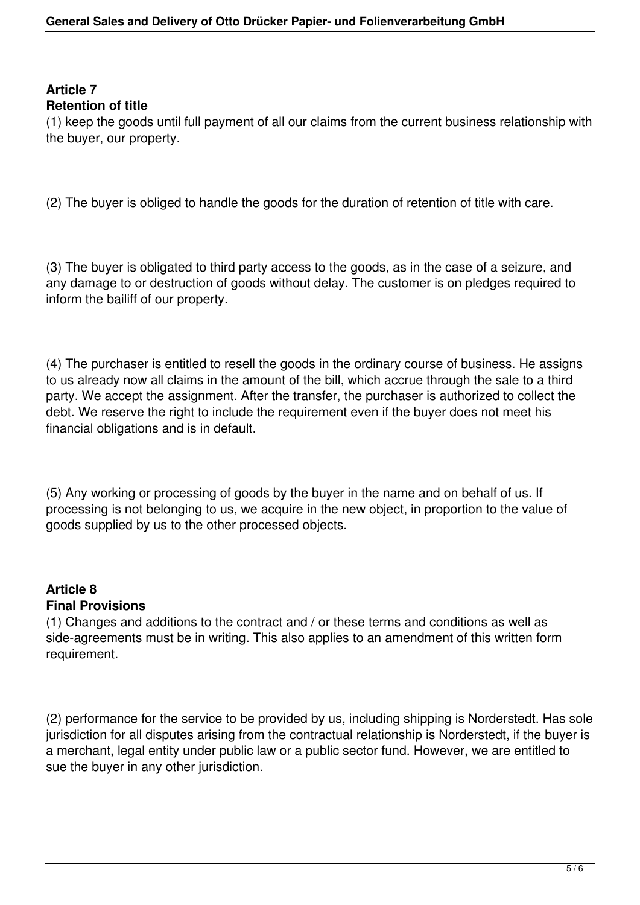## Article 7
## Retention of title

(1) keep the goods until full payment of all our claims from the current business relationship with the buyer, our property.

(2) The buyer is obliged to handle the goods for the duration of retention of title with care.

(3) The buyer is obligated to third party access to the goods, as in the case of a seizure, and any damage to or destruction of goods without delay. The customer is on pledges required to inform the bailiff of our property.

(4) The purchaser is entitled to resell the goods in the ordinary course of business. He assigns to us already now all claims in the amount of the bill, which accrue through the sale to a third party. We accept the assignment. After the transfer, the purchaser is authorized to collect the debt. We reserve the right to include the requirement even if the buyer does not meet his financial obligations and is in default.

(5) Any working or processing of goods by the buyer in the name and on behalf of us. If processing is not belonging to us, we acquire in the new object, in proportion to the value of goods supplied by us to the other processed objects.

## Article 8
## Final Provisions

(1) Changes and additions to the contract and / or these terms and conditions as well as side-agreements must be in writing. This also applies to an amendment of this written form requirement.

(2) performance for the service to be provided by us, including shipping is Norderstedt. Has sole jurisdiction for all disputes arising from the contractual relationship is Norderstedt, if the buyer is a merchant, legal entity under public law or a public sector fund. However, we are entitled to sue the buyer in any other jurisdiction.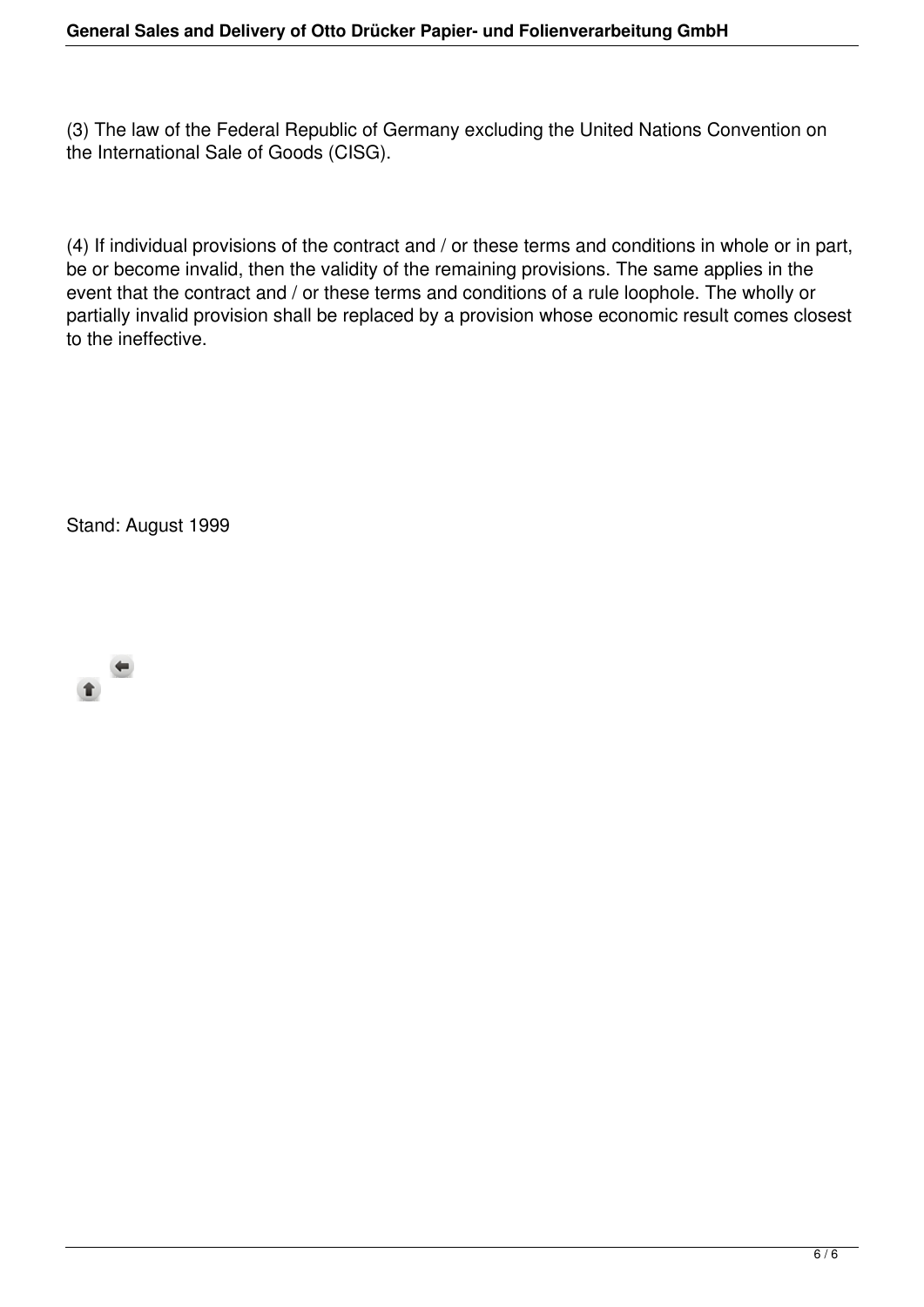(3) The law of the Federal Republic of Germany excluding the United Nations Convention on the International Sale of Goods (CISG).

(4) If individual provisions of the contract and / or these terms and conditions in whole or in part, be or become invalid, then the validity of the remaining provisions. The same applies in the event that the contract and / or these terms and conditions of a rule loophole. The wholly or partially invalid provision shall be replaced by a provision whose economic result comes closest to the ineffective.

Stand: August 1999